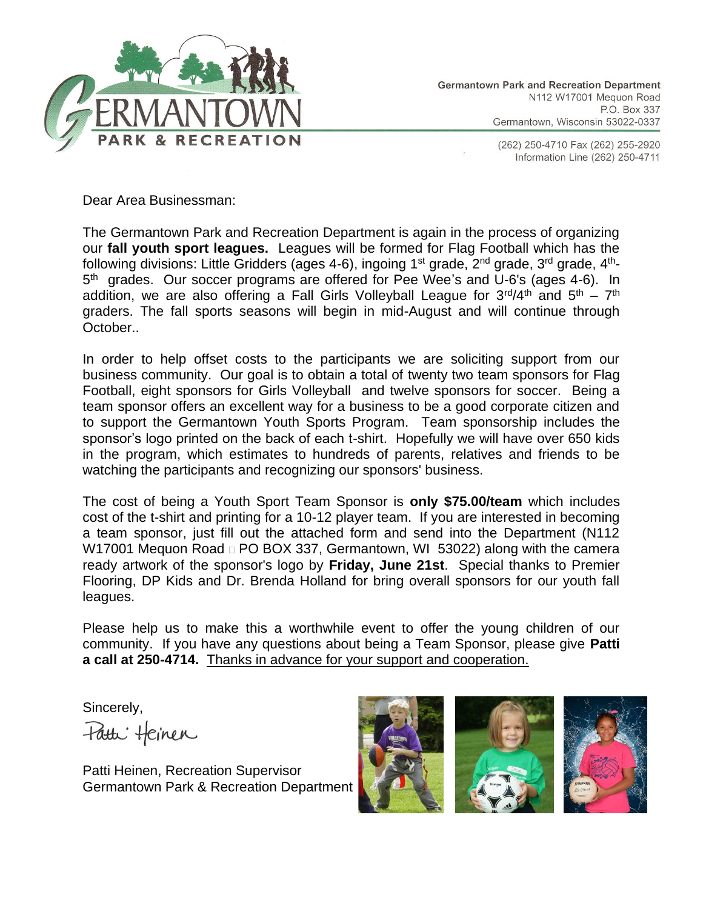**Germantown Park and Recreation Department**
N112 W17001 Mequon Road
P.O. Box 337
Germantown, Wisconsin 53022-0337

(262) 250-4710 Fax (262) 255-2920
Information Line (262) 250-4711

Dear Area Businessman:

The Germantown Park and Recreation Department is again in the process of organizing our **fall youth sport leagues.** Leagues will be formed for Flag Football which has the following divisions: Little Gridders (ages 4-6), ingoing 1st grade, 2nd grade, 3rd grade, 4th-5th grades. Our soccer programs are offered for Pee Wee's and U-6's (ages 4-6). In addition, we are also offering a Fall Girls Volleyball League for 3rd/4th and 5th – 7th graders. The fall sports seasons will begin in mid-August and will continue through October..

In order to help offset costs to the participants we are soliciting support from our business community. Our goal is to obtain a total of twenty two team sponsors for Flag Football, eight sponsors for Girls Volleyball and twelve sponsors for soccer. Being a team sponsor offers an excellent way for a business to be a good corporate citizen and to support the Germantown Youth Sports Program. Team sponsorship includes the sponsor's logo printed on the back of each t-shirt. Hopefully we will have over 650 kids in the program, which estimates to hundreds of parents, relatives and friends to be watching the participants and recognizing our sponsors' business.

The cost of being a Youth Sport Team Sponsor is **only $75.00/team** which includes cost of the t-shirt and printing for a 10-12 player team. If you are interested in becoming a team sponsor, just fill out the attached form and send into the Department (N112 W17001 Mequon Road □ PO BOX 337, Germantown, WI 53022) along with the camera ready artwork of the sponsor's logo by **Friday, June 21st**. Special thanks to Premier Flooring, DP Kids and Dr. Brenda Holland for bring overall sponsors for our youth fall leagues.

Please help us to make this a worthwhile event to offer the young children of our community. If you have any questions about being a Team Sponsor, please give **Patti a call at 250-4714.** Thanks in advance for your support and cooperation.

Sincerely,

Patti Heinen

Patti Heinen, Recreation Supervisor
Germantown Park & Recreation Department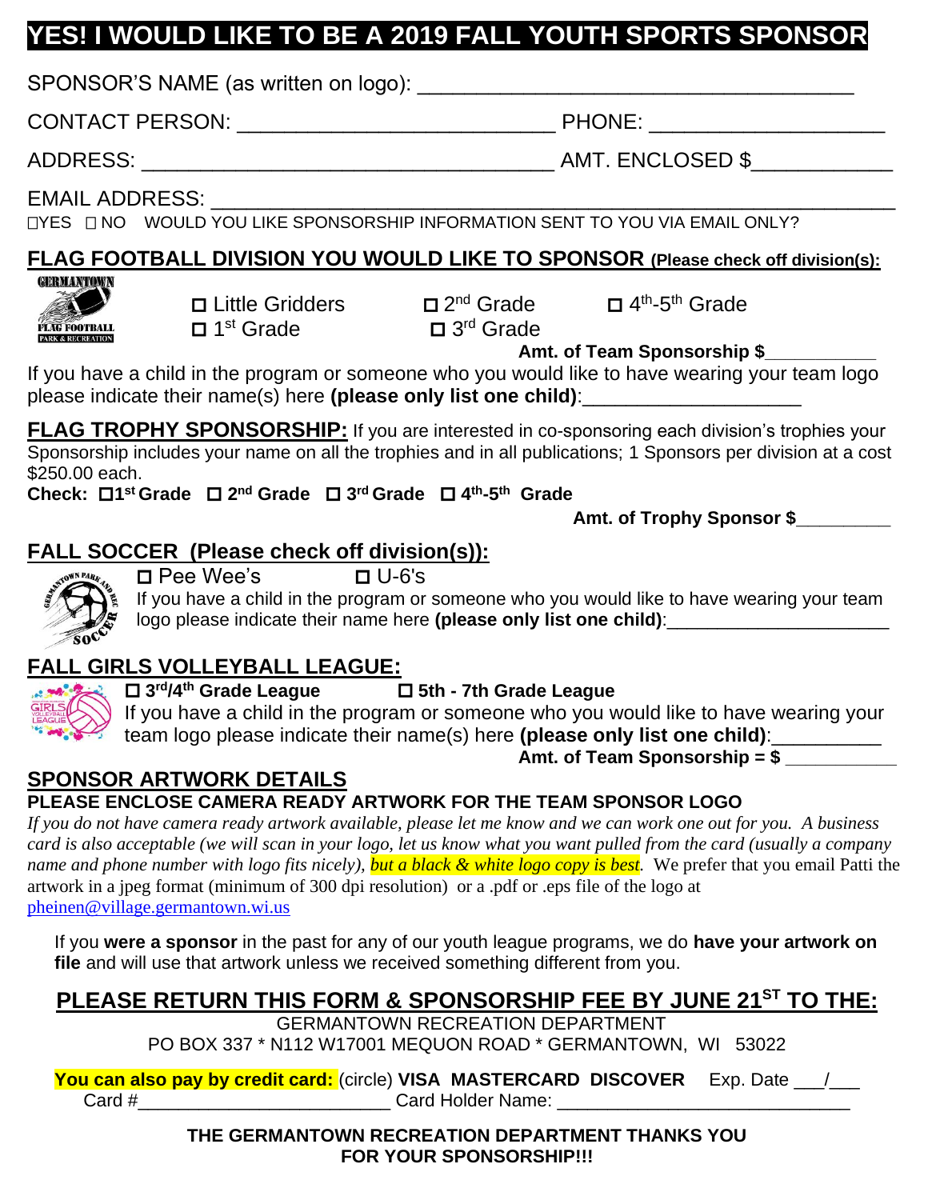# YES! I WOULD LIKE TO BE A 2019 FALL YOUTH SPORTS SPONSOR

SPONSOR'S NAME (as written on logo): ___________________________________

CONTACT PERSON: _________________________ PHONE: ___________________

ADDRESS: _________________________________ AMT. ENCLOSED $___________

EMAIL ADDRESS: ______________________________________________________

☐YES ☐NO WOULD YOU LIKE SPONSORSHIP INFORMATION SENT TO YOU VIA EMAIL ONLY?

## FLAG FOOTBALL DIVISION YOU WOULD LIKE TO SPONSOR (Please check off division(s):

GERMANTOWN FLAG FOOTBALL PARK & RECREATION

☐ Little Gridders ☐ 2nd Grade ☐ 4th-5th Grade
☐ 1st Grade ☐ 3rd Grade

**Amt. of Team Sponsorship $__________**

If you have a child in the program or someone who you would like to have wearing your team logo please indicate their name(s) here **(please only list one child)**:__________________

**FLAG TROPHY SPONSORSHIP:** If you are interested in co-sponsoring each division's trophies your Sponsorship includes your name on all the trophies and in all publications; 1 Sponsors per division at a cost $250.00 each.

**Check: ☐1st Grade ☐ 2nd Grade ☐ 3rd Grade ☐ 4th-5th Grade**

**Amt. of Trophy Sponsor $_________**

## FALL SOCCER (Please check off division(s)):

☐ Pee Wee's ☐ U-6's

If you have a child in the program or someone who you would like to have wearing your team logo please indicate their name here **(please only list one child)**:____________________

## FALL GIRLS VOLLEYBALL LEAGUE:

**☐ 3rd/4th Grade League ☐ 5th - 7th Grade League**

If you have a child in the program or someone who you would like to have wearing your team logo please indicate their name(s) here **(please only list one child)**:_________

**Amt. of Team Sponsorship = $ __________**

## SPONSOR ARTWORK DETAILS

**PLEASE ENCLOSE CAMERA READY ARTWORK FOR THE TEAM SPONSOR LOGO**

*If you do not have camera ready artwork available, please let me know and we can work one out for you. A business card is also acceptable (we will scan in your logo, let us know what you want pulled from the card (usually a company name and phone number with logo fits nicely), but a black & white logo copy is best.* We prefer that you email Patti the artwork in a jpeg format (minimum of 300 dpi resolution) or a .pdf or .eps file of the logo at pheinen@village.germantown.wi.us

If you **were a sponsor** in the past for any of our youth league programs, we do **have your artwork on file** and will use that artwork unless we received something different from you.

## PLEASE RETURN THIS FORM & SPONSORSHIP FEE BY JUNE 21ST TO THE:

GERMANTOWN RECREATION DEPARTMENT
PO BOX 337 * N112 W17001 MEQUON ROAD * GERMANTOWN, WI 53022

**You can also pay by credit card:** (circle) **VISA MASTERCARD DISCOVER** Exp. Date ___/___
Card #________________________ Card Holder Name: ____________________________

**THE GERMANTOWN RECREATION DEPARTMENT THANKS YOU FOR YOUR SPONSORSHIP!!!**